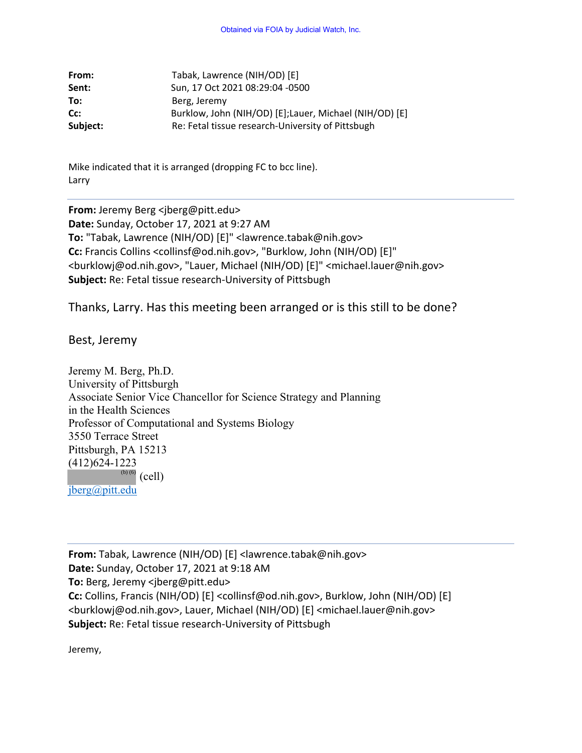Obtained via FOIA by Judicial Watch, Inc.

**From:** Tabak, Lawrence (NIH/OD) [E]
**Sent:** Sun, 17 Oct 2021 08:29:04 -0500
**To:** Berg, Jeremy
**Cc:** Burklow, John (NIH/OD) [E];Lauer, Michael (NIH/OD) [E]
**Subject:** Re: Fetal tissue research-University of Pittsbugh

Mike indicated that it is arranged (dropping FC to bcc line).
Larry

---

**From:** Jeremy Berg <jberg@pitt.edu>
**Date:** Sunday, October 17, 2021 at 9:27 AM
**To:** "Tabak, Lawrence (NIH/OD) [E]" <lawrence.tabak@nih.gov>
**Cc:** Francis Collins <collinsf@od.nih.gov>, "Burklow, John (NIH/OD) [E]" <burklowj@od.nih.gov>, "Lauer, Michael (NIH/OD) [E]" <michael.lauer@nih.gov>
**Subject:** Re: Fetal tissue research-University of Pittsbugh

Thanks, Larry. Has this meeting been arranged or is this still to be done?

Best, Jeremy

Jeremy M. Berg, Ph.D.
University of Pittsburgh
Associate Senior Vice Chancellor for Science Strategy and Planning
in the Health Sciences
Professor of Computational and Systems Biology
3550 Terrace Street
Pittsburgh, PA 15213
(412)624-1223
(b) (6) (cell)
jberg@pitt.edu

---

**From:** Tabak, Lawrence (NIH/OD) [E] <lawrence.tabak@nih.gov>
**Date:** Sunday, October 17, 2021 at 9:18 AM
**To:** Berg, Jeremy <jberg@pitt.edu>
**Cc:** Collins, Francis (NIH/OD) [E] <collinsf@od.nih.gov>, Burklow, John (NIH/OD) [E] <burklowj@od.nih.gov>, Lauer, Michael (NIH/OD) [E] <michael.lauer@nih.gov>
**Subject:** Re: Fetal tissue research-University of Pittsbugh

Jeremy,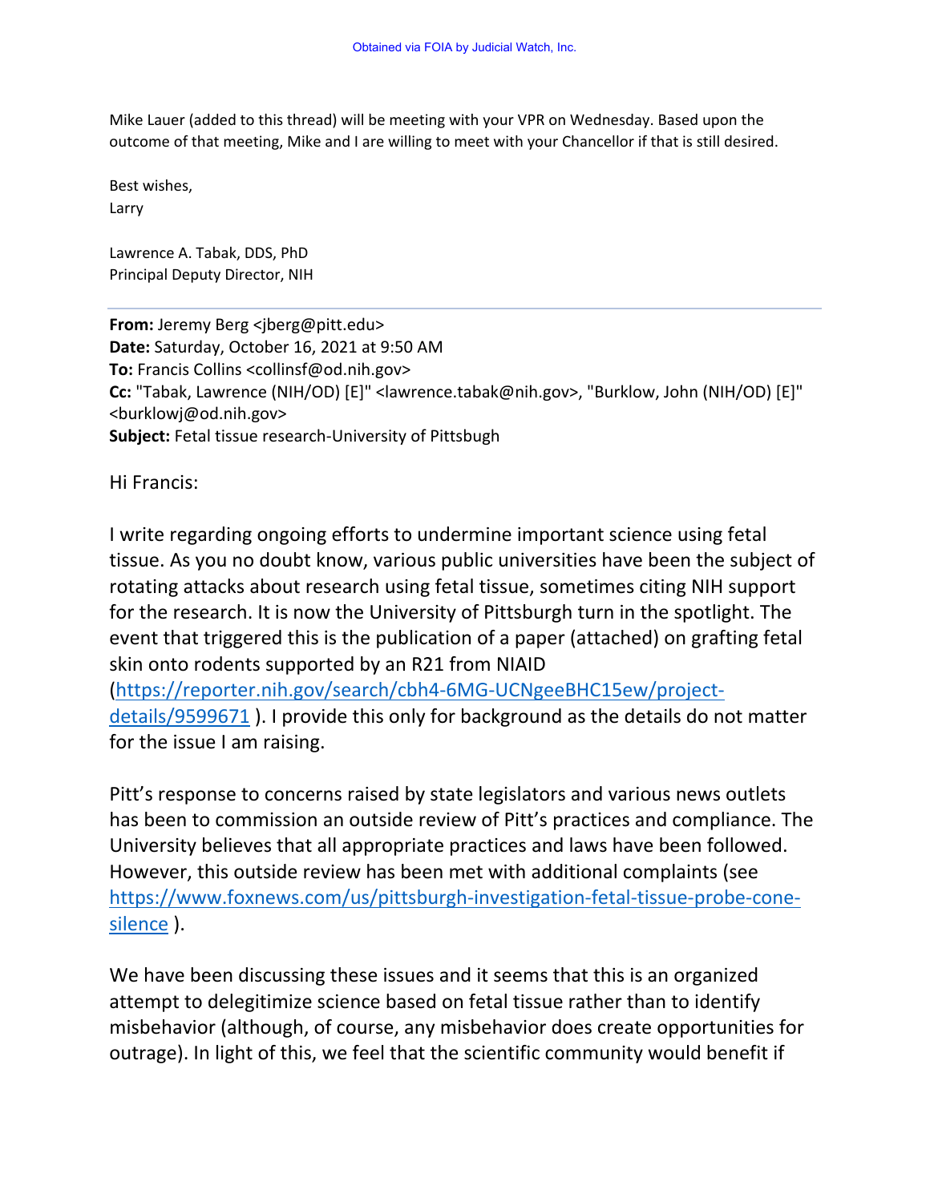Mike Lauer (added to this thread) will be meeting with your VPR on Wednesday. Based upon the outcome of that meeting, Mike and I are willing to meet with your Chancellor if that is still desired.

Best wishes,
Larry

Lawrence A. Tabak, DDS, PhD
Principal Deputy Director, NIH

---

**From:** Jeremy Berg <jberg@pitt.edu>
**Date:** Saturday, October 16, 2021 at 9:50 AM
**To:** Francis Collins <collinsf@od.nih.gov>
**Cc:** "Tabak, Lawrence (NIH/OD) [E]" <lawrence.tabak@nih.gov>, "Burklow, John (NIH/OD) [E]" <burklowj@od.nih.gov>
**Subject:** Fetal tissue research-University of Pittsbugh

Hi Francis:

I write regarding ongoing efforts to undermine important science using fetal tissue. As you no doubt know, various public universities have been the subject of rotating attacks about research using fetal tissue, sometimes citing NIH support for the research. It is now the University of Pittsburgh turn in the spotlight. The event that triggered this is the publication of a paper (attached) on grafting fetal skin onto rodents supported by an R21 from NIAID (https://reporter.nih.gov/search/cbh4-6MG-UCNgeeBHC15ew/project-details/9599671 ). I provide this only for background as the details do not matter for the issue I am raising.

Pitt's response to concerns raised by state legislators and various news outlets has been to commission an outside review of Pitt's practices and compliance. The University believes that all appropriate practices and laws have been followed. However, this outside review has been met with additional complaints (see https://www.foxnews.com/us/pittsburgh-investigation-fetal-tissue-probe-cone-silence ).

We have been discussing these issues and it seems that this is an organized attempt to delegitimize science based on fetal tissue rather than to identify misbehavior (although, of course, any misbehavior does create opportunities for outrage). In light of this, we feel that the scientific community would benefit if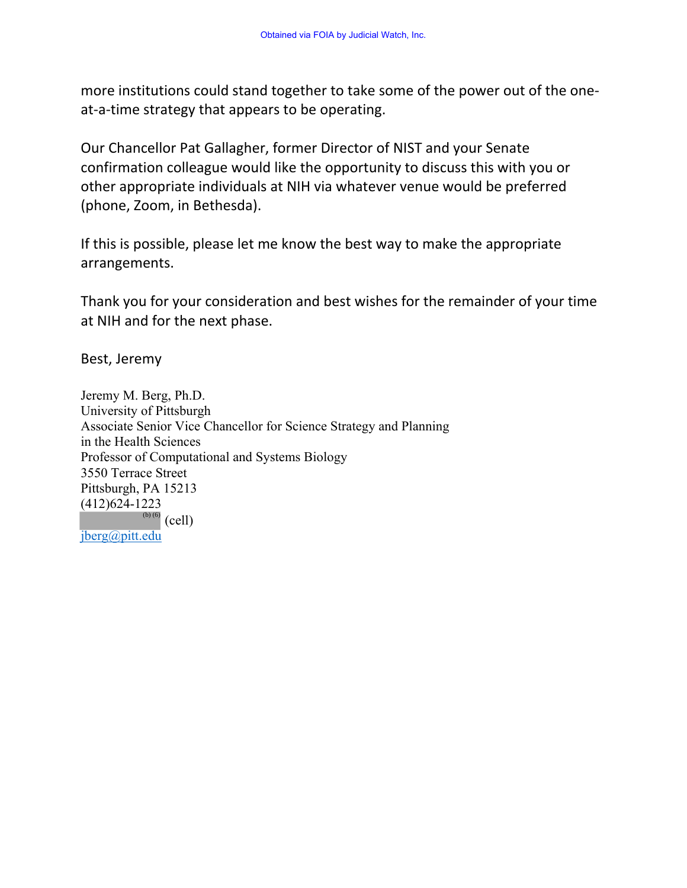more institutions could stand together to take some of the power out of the one-at-a-time strategy that appears to be operating.

Our Chancellor Pat Gallagher, former Director of NIST and your Senate confirmation colleague would like the opportunity to discuss this with you or other appropriate individuals at NIH via whatever venue would be preferred (phone, Zoom, in Bethesda).

If this is possible, please let me know the best way to make the appropriate arrangements.

Thank you for your consideration and best wishes for the remainder of your time at NIH and for the next phase.

Best, Jeremy

Jeremy M. Berg, Ph.D.
University of Pittsburgh
Associate Senior Vice Chancellor for Science Strategy and Planning
in the Health Sciences
Professor of Computational and Systems Biology
3550 Terrace Street
Pittsburgh, PA 15213
(412)624-1223
(b) (6) (cell)
jberg@pitt.edu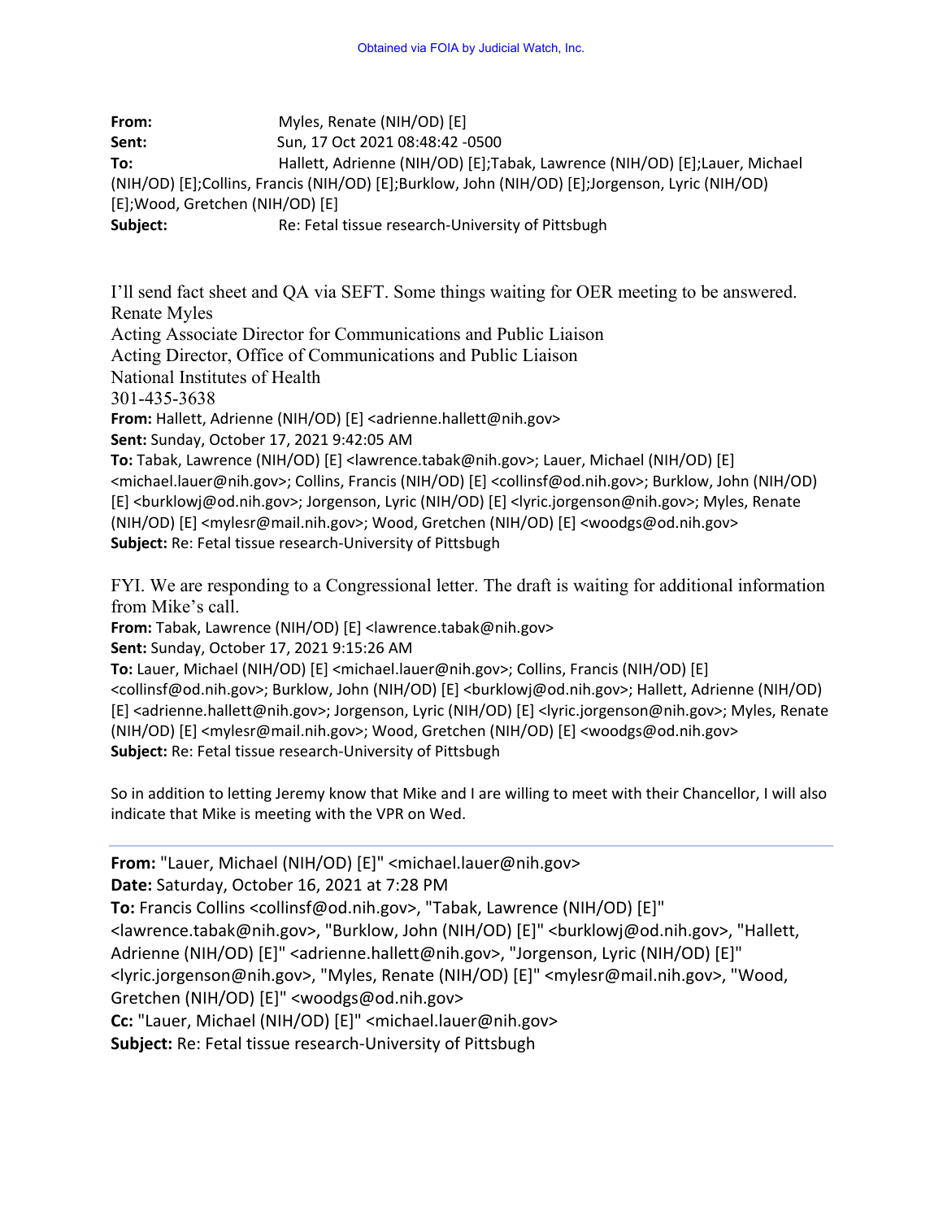Obtained via FOIA by Judicial Watch, Inc.

**From:** Myles, Renate (NIH/OD) [E]
**Sent:** Sun, 17 Oct 2021 08:48:42 -0500
**To:** Hallett, Adrienne (NIH/OD) [E];Tabak, Lawrence (NIH/OD) [E];Lauer, Michael (NIH/OD) [E];Collins, Francis (NIH/OD) [E];Burklow, John (NIH/OD) [E];Jorgenson, Lyric (NIH/OD) [E];Wood, Gretchen (NIH/OD) [E]
**Subject:** Re: Fetal tissue research-University of Pittsbugh

I'll send fact sheet and QA via SEFT. Some things waiting for OER meeting to be answered.
Renate Myles
Acting Associate Director for Communications and Public Liaison
Acting Director, Office of Communications and Public Liaison
National Institutes of Health
301-435-3638

**From:** Hallett, Adrienne (NIH/OD) [E] <adrienne.hallett@nih.gov>
**Sent:** Sunday, October 17, 2021 9:42:05 AM
**To:** Tabak, Lawrence (NIH/OD) [E] <lawrence.tabak@nih.gov>; Lauer, Michael (NIH/OD) [E] <michael.lauer@nih.gov>; Collins, Francis (NIH/OD) [E] <collinsf@od.nih.gov>; Burklow, John (NIH/OD) [E] <burklowj@od.nih.gov>; Jorgenson, Lyric (NIH/OD) [E] <lyric.jorgenson@nih.gov>; Myles, Renate (NIH/OD) [E] <mylesr@mail.nih.gov>; Wood, Gretchen (NIH/OD) [E] <woodgs@od.nih.gov>
**Subject:** Re: Fetal tissue research-University of Pittsbugh

FYI. We are responding to a Congressional letter. The draft is waiting for additional information from Mike's call.

**From:** Tabak, Lawrence (NIH/OD) [E] <lawrence.tabak@nih.gov>
**Sent:** Sunday, October 17, 2021 9:15:26 AM
**To:** Lauer, Michael (NIH/OD) [E] <michael.lauer@nih.gov>; Collins, Francis (NIH/OD) [E] <collinsf@od.nih.gov>; Burklow, John (NIH/OD) [E] <burklowj@od.nih.gov>; Hallett, Adrienne (NIH/OD) [E] <adrienne.hallett@nih.gov>; Jorgenson, Lyric (NIH/OD) [E] <lyric.jorgenson@nih.gov>; Myles, Renate (NIH/OD) [E] <mylesr@mail.nih.gov>; Wood, Gretchen (NIH/OD) [E] <woodgs@od.nih.gov>
**Subject:** Re: Fetal tissue research-University of Pittsbugh

So in addition to letting Jeremy know that Mike and I are willing to meet with their Chancellor, I will also indicate that Mike is meeting with the VPR on Wed.

---

**From:** "Lauer, Michael (NIH/OD) [E]" <michael.lauer@nih.gov>
**Date:** Saturday, October 16, 2021 at 7:28 PM
**To:** Francis Collins <collinsf@od.nih.gov>, "Tabak, Lawrence (NIH/OD) [E]" <lawrence.tabak@nih.gov>, "Burklow, John (NIH/OD) [E]" <burklowj@od.nih.gov>, "Hallett, Adrienne (NIH/OD) [E]" <adrienne.hallett@nih.gov>, "Jorgenson, Lyric (NIH/OD) [E]" <lyric.jorgenson@nih.gov>, "Myles, Renate (NIH/OD) [E]" <mylesr@mail.nih.gov>, "Wood, Gretchen (NIH/OD) [E]" <woodgs@od.nih.gov>
**Cc:** "Lauer, Michael (NIH/OD) [E]" <michael.lauer@nih.gov>
**Subject:** Re: Fetal tissue research-University of Pittsbugh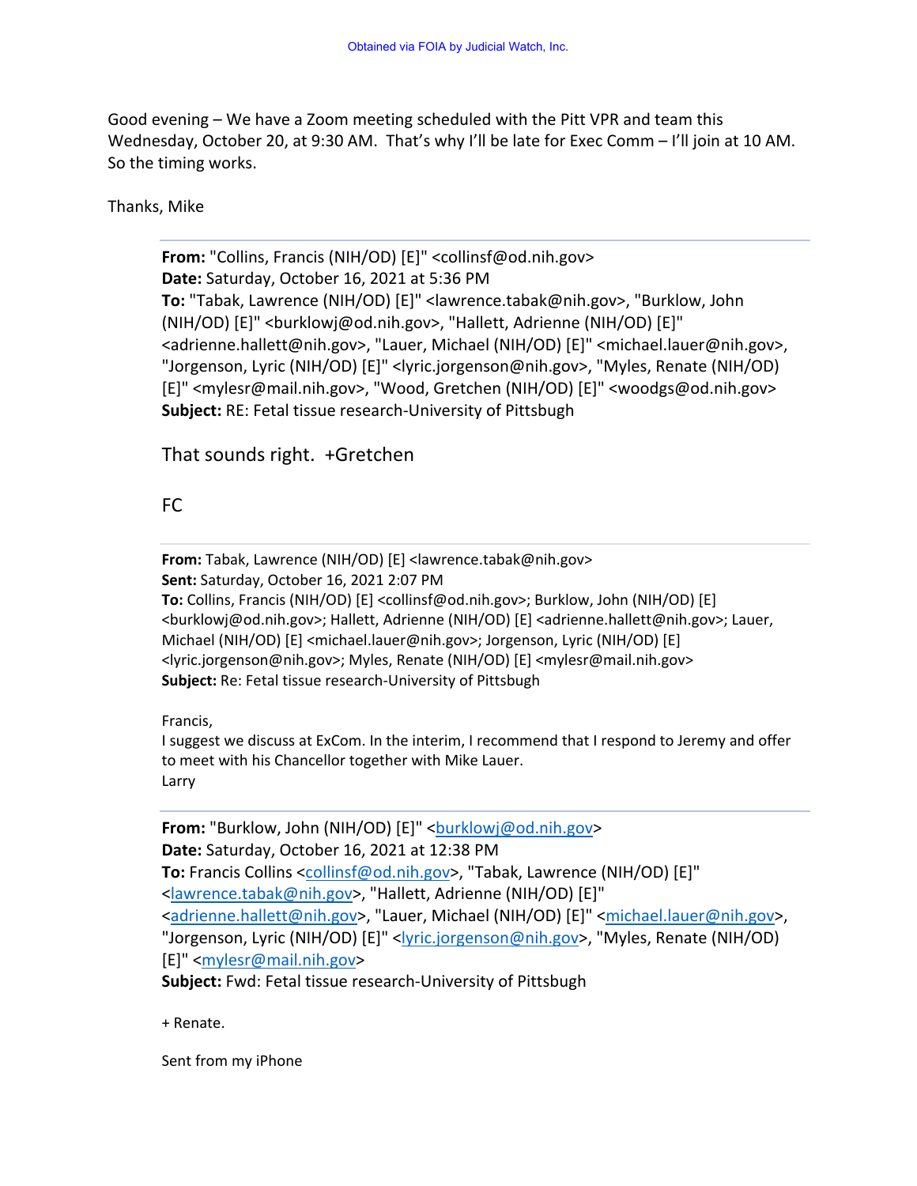Good evening – We have a Zoom meeting scheduled with the Pitt VPR and team this Wednesday, October 20, at 9:30 AM. That's why I'll be late for Exec Comm – I'll join at 10 AM. So the timing works.

Thanks, Mike

---

**From:** "Collins, Francis (NIH/OD) [E]" <collinsf@od.nih.gov>
**Date:** Saturday, October 16, 2021 at 5:36 PM
**To:** "Tabak, Lawrence (NIH/OD) [E]" <lawrence.tabak@nih.gov>, "Burklow, John (NIH/OD) [E]" <burklowj@od.nih.gov>, "Hallett, Adrienne (NIH/OD) [E]" <adrienne.hallett@nih.gov>, "Lauer, Michael (NIH/OD) [E]" <michael.lauer@nih.gov>, "Jorgenson, Lyric (NIH/OD) [E]" <lyric.jorgenson@nih.gov>, "Myles, Renate (NIH/OD) [E]" <mylesr@mail.nih.gov>, "Wood, Gretchen (NIH/OD) [E]" <woodgs@od.nih.gov>
**Subject:** RE: Fetal tissue research-University of Pittsbugh

That sounds right. +Gretchen

FC

---

**From:** Tabak, Lawrence (NIH/OD) [E] <lawrence.tabak@nih.gov>
**Sent:** Saturday, October 16, 2021 2:07 PM
**To:** Collins, Francis (NIH/OD) [E] <collinsf@od.nih.gov>; Burklow, John (NIH/OD) [E] <burklowj@od.nih.gov>; Hallett, Adrienne (NIH/OD) [E] <adrienne.hallett@nih.gov>; Lauer, Michael (NIH/OD) [E] <michael.lauer@nih.gov>; Jorgenson, Lyric (NIH/OD) [E] <lyric.jorgenson@nih.gov>; Myles, Renate (NIH/OD) [E] <mylesr@mail.nih.gov>
**Subject:** Re: Fetal tissue research-University of Pittsbugh

Francis,
I suggest we discuss at ExCom. In the interim, I recommend that I respond to Jeremy and offer to meet with his Chancellor together with Mike Lauer.
Larry

---

**From:** "Burklow, John (NIH/OD) [E]" <burklowj@od.nih.gov>
**Date:** Saturday, October 16, 2021 at 12:38 PM
**To:** Francis Collins <collinsf@od.nih.gov>, "Tabak, Lawrence (NIH/OD) [E]" <lawrence.tabak@nih.gov>, "Hallett, Adrienne (NIH/OD) [E]" <adrienne.hallett@nih.gov>, "Lauer, Michael (NIH/OD) [E]" <michael.lauer@nih.gov>, "Jorgenson, Lyric (NIH/OD) [E]" <lyric.jorgenson@nih.gov>, "Myles, Renate (NIH/OD) [E]" <mylesr@mail.nih.gov>
**Subject:** Fwd: Fetal tissue research-University of Pittsbugh

+ Renate.

Sent from my iPhone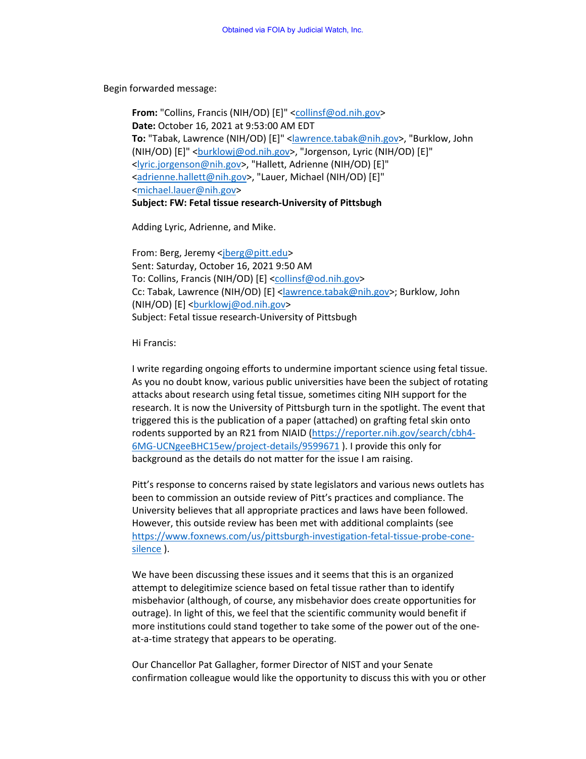Obtained via FOIA by Judicial Watch, Inc.

Begin forwarded message:

**From:** "Collins, Francis (NIH/OD) [E]" <collinsf@od.nih.gov>
**Date:** October 16, 2021 at 9:53:00 AM EDT
**To:** "Tabak, Lawrence (NIH/OD) [E]" <lawrence.tabak@nih.gov>, "Burklow, John (NIH/OD) [E]" <burklowj@od.nih.gov>, "Jorgenson, Lyric (NIH/OD) [E]" <lyric.jorgenson@nih.gov>, "Hallett, Adrienne (NIH/OD) [E]" <adrienne.hallett@nih.gov>, "Lauer, Michael (NIH/OD) [E]" <michael.lauer@nih.gov>
**Subject: FW: Fetal tissue research-University of Pittsbugh**

Adding Lyric, Adrienne, and Mike.

From: Berg, Jeremy <jberg@pitt.edu>
Sent: Saturday, October 16, 2021 9:50 AM
To: Collins, Francis (NIH/OD) [E] <collinsf@od.nih.gov>
Cc: Tabak, Lawrence (NIH/OD) [E] <lawrence.tabak@nih.gov>; Burklow, John (NIH/OD) [E] <burklowj@od.nih.gov>
Subject: Fetal tissue research-University of Pittsbugh

Hi Francis:

I write regarding ongoing efforts to undermine important science using fetal tissue. As you no doubt know, various public universities have been the subject of rotating attacks about research using fetal tissue, sometimes citing NIH support for the research. It is now the University of Pittsburgh turn in the spotlight. The event that triggered this is the publication of a paper (attached) on grafting fetal skin onto rodents supported by an R21 from NIAID (https://reporter.nih.gov/search/cbh4-6MG-UCNgeeBHC15ew/project-details/9599671 ). I provide this only for background as the details do not matter for the issue I am raising.

Pitt's response to concerns raised by state legislators and various news outlets has been to commission an outside review of Pitt's practices and compliance. The University believes that all appropriate practices and laws have been followed. However, this outside review has been met with additional complaints (see https://www.foxnews.com/us/pittsburgh-investigation-fetal-tissue-probe-cone-silence ).

We have been discussing these issues and it seems that this is an organized attempt to delegitimize science based on fetal tissue rather than to identify misbehavior (although, of course, any misbehavior does create opportunities for outrage). In light of this, we feel that the scientific community would benefit if more institutions could stand together to take some of the power out of the one-at-a-time strategy that appears to be operating.

Our Chancellor Pat Gallagher, former Director of NIST and your Senate confirmation colleague would like the opportunity to discuss this with you or other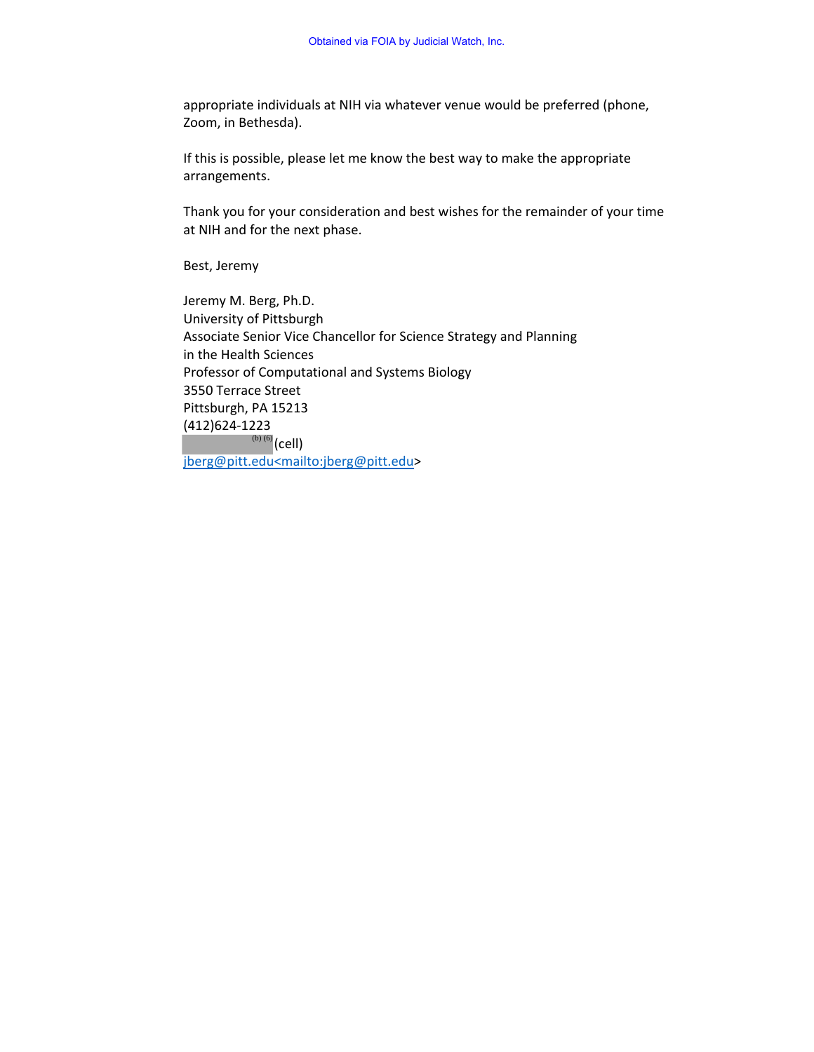appropriate individuals at NIH via whatever venue would be preferred (phone, Zoom, in Bethesda).

If this is possible, please let me know the best way to make the appropriate arrangements.

Thank you for your consideration and best wishes for the remainder of your time at NIH and for the next phase.

Best, Jeremy

Jeremy M. Berg, Ph.D.
University of Pittsburgh
Associate Senior Vice Chancellor for Science Strategy and Planning
in the Health Sciences
Professor of Computational and Systems Biology
3550 Terrace Street
Pittsburgh, PA 15213
(412)624-1223
(b) (6) (cell)
jberg@pitt.edu<mailto:jberg@pitt.edu>